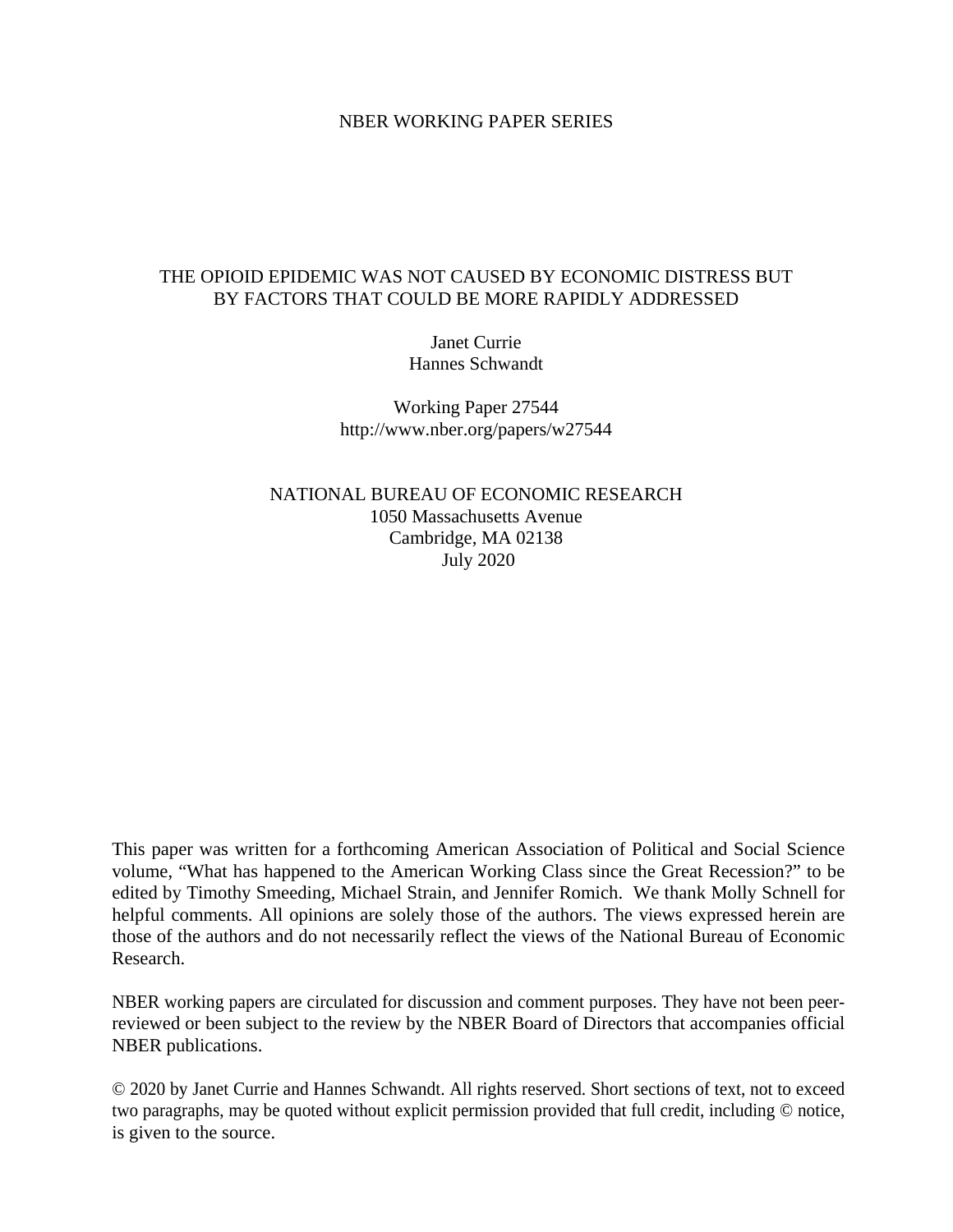NBER WORKING PAPER SERIES

# THE OPIOID EPIDEMIC WAS NOT CAUSED BY ECONOMIC DISTRESS BUT BY FACTORS THAT COULD BE MORE RAPIDLY ADDRESSED

Janet Currie
Hannes Schwandt

Working Paper 27544
http://www.nber.org/papers/w27544

NATIONAL BUREAU OF ECONOMIC RESEARCH
1050 Massachusetts Avenue
Cambridge, MA 02138
July 2020

This paper was written for a forthcoming American Association of Political and Social Science volume, "What has happened to the American Working Class since the Great Recession?" to be edited by Timothy Smeeding, Michael Strain, and Jennifer Romich. We thank Molly Schnell for helpful comments. All opinions are solely those of the authors. The views expressed herein are those of the authors and do not necessarily reflect the views of the National Bureau of Economic Research.

NBER working papers are circulated for discussion and comment purposes. They have not been peer-reviewed or been subject to the review by the NBER Board of Directors that accompanies official NBER publications.

© 2020 by Janet Currie and Hannes Schwandt. All rights reserved. Short sections of text, not to exceed two paragraphs, may be quoted without explicit permission provided that full credit, including © notice, is given to the source.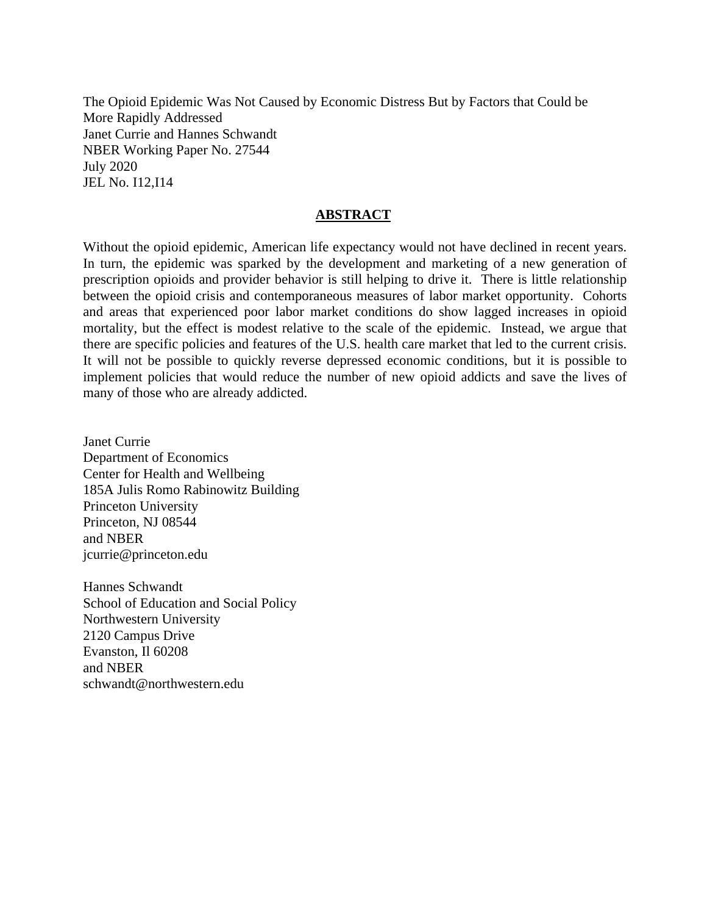The Opioid Epidemic Was Not Caused by Economic Distress But by Factors that Could be More Rapidly Addressed
Janet Currie and Hannes Schwandt
NBER Working Paper No. 27544
July 2020
JEL No. I12,I14

## ABSTRACT

Without the opioid epidemic, American life expectancy would not have declined in recent years. In turn, the epidemic was sparked by the development and marketing of a new generation of prescription opioids and provider behavior is still helping to drive it. There is little relationship between the opioid crisis and contemporaneous measures of labor market opportunity. Cohorts and areas that experienced poor labor market conditions do show lagged increases in opioid mortality, but the effect is modest relative to the scale of the epidemic. Instead, we argue that there are specific policies and features of the U.S. health care market that led to the current crisis. It will not be possible to quickly reverse depressed economic conditions, but it is possible to implement policies that would reduce the number of new opioid addicts and save the lives of many of those who are already addicted.

Janet Currie
Department of Economics
Center for Health and Wellbeing
185A Julis Romo Rabinowitz Building
Princeton University
Princeton, NJ 08544
and NBER
jcurrie@princeton.edu

Hannes Schwandt
School of Education and Social Policy
Northwestern University
2120 Campus Drive
Evanston, Il 60208
and NBER
schwandt@northwestern.edu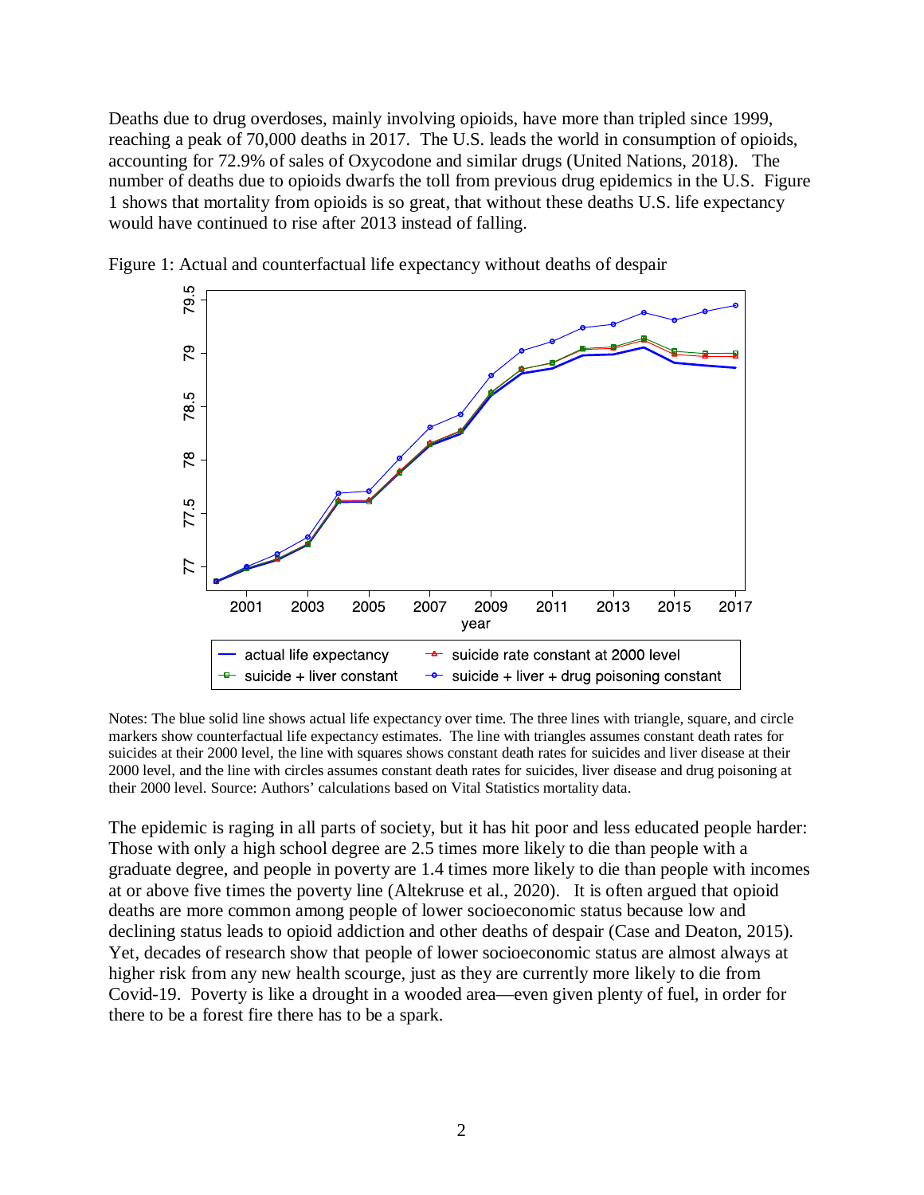Deaths due to drug overdoses, mainly involving opioids, have more than tripled since 1999, reaching a peak of 70,000 deaths in 2017. The U.S. leads the world in consumption of opioids, accounting for 72.9% of sales of Oxycodone and similar drugs (United Nations, 2018). The number of deaths due to opioids dwarfs the toll from previous drug epidemics in the U.S. Figure 1 shows that mortality from opioids is so great, that without these deaths U.S. life expectancy would have continued to rise after 2013 instead of falling.

Figure 1: Actual and counterfactual life expectancy without deaths of despair

Notes: The blue solid line shows actual life expectancy over time. The three lines with triangle, square, and circle markers show counterfactual life expectancy estimates. The line with triangles assumes constant death rates for suicides at their 2000 level, the line with squares shows constant death rates for suicides and liver disease at their 2000 level, and the line with circles assumes constant death rates for suicides, liver disease and drug poisoning at their 2000 level. Source: Authors' calculations based on Vital Statistics mortality data.

The epidemic is raging in all parts of society, but it has hit poor and less educated people harder: Those with only a high school degree are 2.5 times more likely to die than people with a graduate degree, and people in poverty are 1.4 times more likely to die than people with incomes at or above five times the poverty line (Altekruse et al., 2020). It is often argued that opioid deaths are more common among people of lower socioeconomic status because low and declining status leads to opioid addiction and other deaths of despair (Case and Deaton, 2015). Yet, decades of research show that people of lower socioeconomic status are almost always at higher risk from any new health scourge, just as they are currently more likely to die from Covid-19. Poverty is like a drought in a wooded area—even given plenty of fuel, in order for there to be a forest fire there has to be a spark.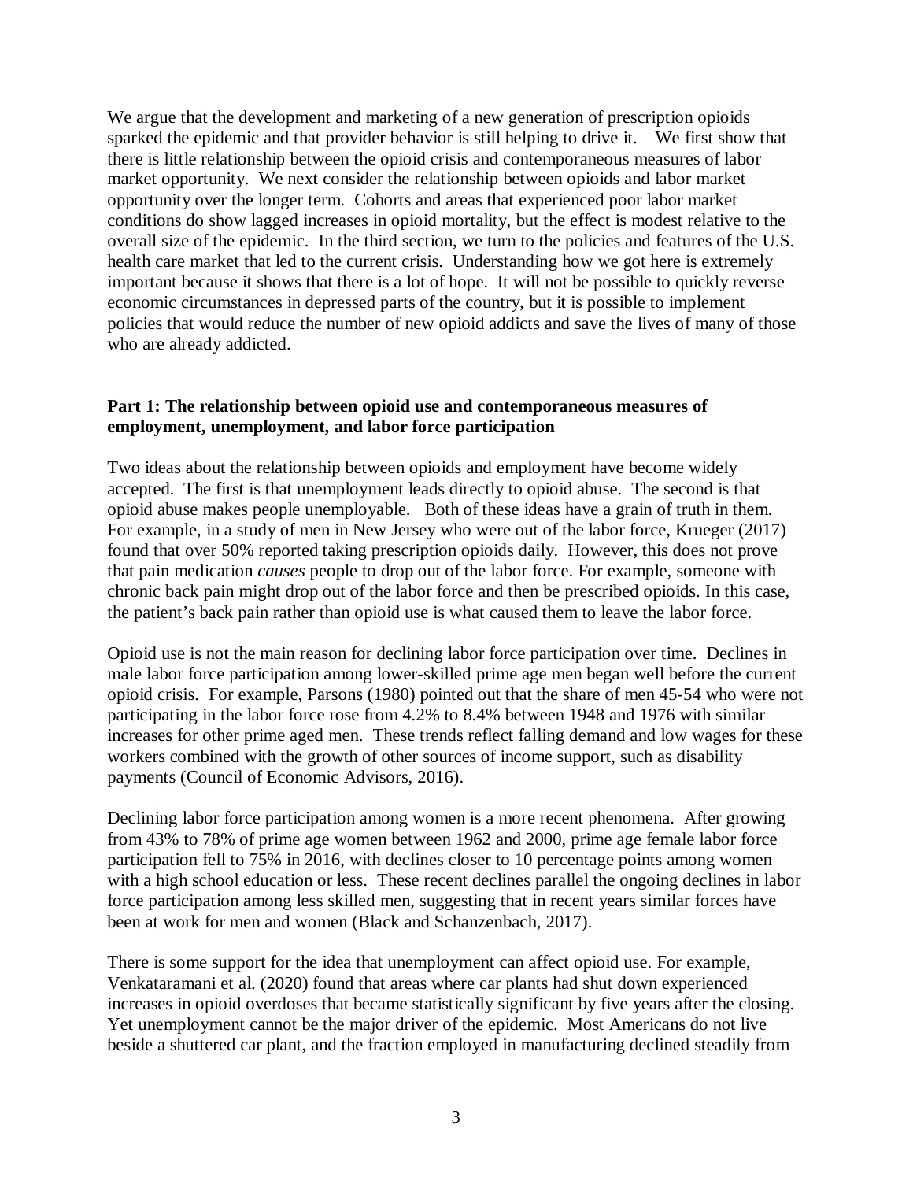We argue that the development and marketing of a new generation of prescription opioids sparked the epidemic and that provider behavior is still helping to drive it. We first show that there is little relationship between the opioid crisis and contemporaneous measures of labor market opportunity. We next consider the relationship between opioids and labor market opportunity over the longer term. Cohorts and areas that experienced poor labor market conditions do show lagged increases in opioid mortality, but the effect is modest relative to the overall size of the epidemic. In the third section, we turn to the policies and features of the U.S. health care market that led to the current crisis. Understanding how we got here is extremely important because it shows that there is a lot of hope. It will not be possible to quickly reverse economic circumstances in depressed parts of the country, but it is possible to implement policies that would reduce the number of new opioid addicts and save the lives of many of those who are already addicted.

**Part 1: The relationship between opioid use and contemporaneous measures of employment, unemployment, and labor force participation**

Two ideas about the relationship between opioids and employment have become widely accepted. The first is that unemployment leads directly to opioid abuse. The second is that opioid abuse makes people unemployable. Both of these ideas have a grain of truth in them. For example, in a study of men in New Jersey who were out of the labor force, Krueger (2017) found that over 50% reported taking prescription opioids daily. However, this does not prove that pain medication *causes* people to drop out of the labor force. For example, someone with chronic back pain might drop out of the labor force and then be prescribed opioids. In this case, the patient's back pain rather than opioid use is what caused them to leave the labor force.

Opioid use is not the main reason for declining labor force participation over time. Declines in male labor force participation among lower-skilled prime age men began well before the current opioid crisis. For example, Parsons (1980) pointed out that the share of men 45-54 who were not participating in the labor force rose from 4.2% to 8.4% between 1948 and 1976 with similar increases for other prime aged men. These trends reflect falling demand and low wages for these workers combined with the growth of other sources of income support, such as disability payments (Council of Economic Advisors, 2016).

Declining labor force participation among women is a more recent phenomena. After growing from 43% to 78% of prime age women between 1962 and 2000, prime age female labor force participation fell to 75% in 2016, with declines closer to 10 percentage points among women with a high school education or less. These recent declines parallel the ongoing declines in labor force participation among less skilled men, suggesting that in recent years similar forces have been at work for men and women (Black and Schanzenbach, 2017).

There is some support for the idea that unemployment can affect opioid use. For example, Venkataramani et al. (2020) found that areas where car plants had shut down experienced increases in opioid overdoses that became statistically significant by five years after the closing. Yet unemployment cannot be the major driver of the epidemic. Most Americans do not live beside a shuttered car plant, and the fraction employed in manufacturing declined steadily from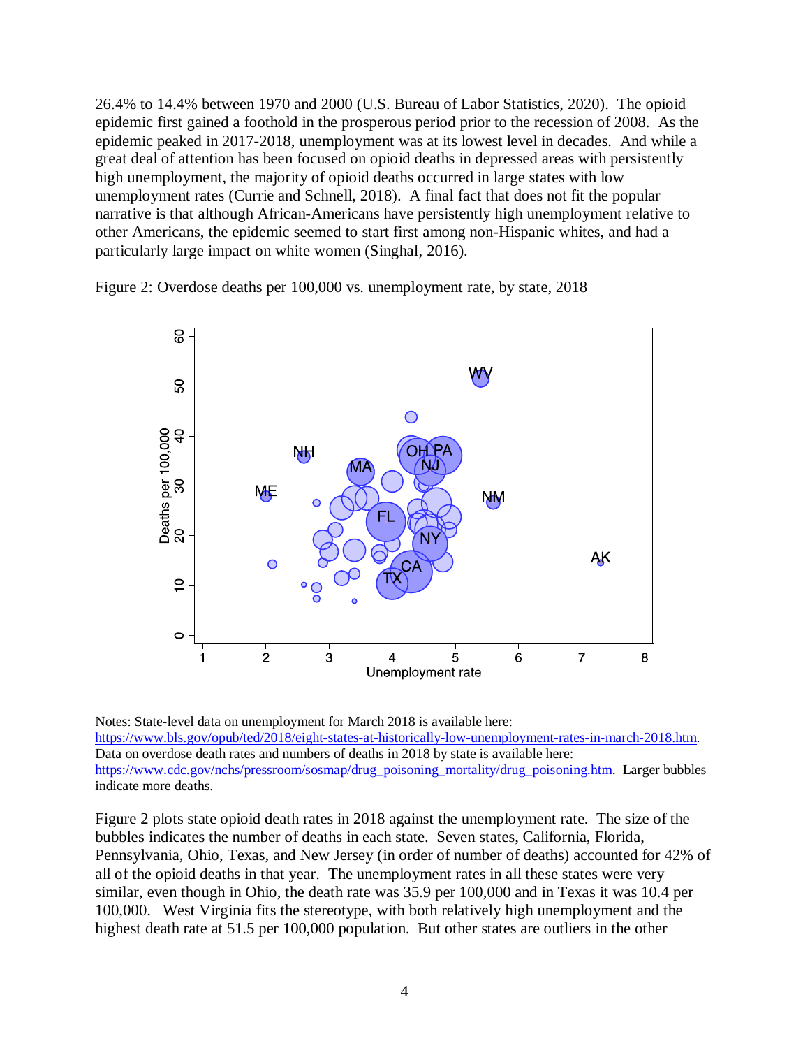26.4% to 14.4% between 1970 and 2000 (U.S. Bureau of Labor Statistics, 2020). The opioid epidemic first gained a foothold in the prosperous period prior to the recession of 2008. As the epidemic peaked in 2017-2018, unemployment was at its lowest level in decades. And while a great deal of attention has been focused on opioid deaths in depressed areas with persistently high unemployment, the majority of opioid deaths occurred in large states with low unemployment rates (Currie and Schnell, 2018). A final fact that does not fit the popular narrative is that although African-Americans have persistently high unemployment relative to other Americans, the epidemic seemed to start first among non-Hispanic whites, and had a particularly large impact on white women (Singhal, 2016).

Figure 2: Overdose deaths per 100,000 vs. unemployment rate, by state, 2018

Notes: State-level data on unemployment for March 2018 is available here: https://www.bls.gov/opub/ted/2018/eight-states-at-historically-low-unemployment-rates-in-march-2018.htm. Data on overdose death rates and numbers of deaths in 2018 by state is available here: https://www.cdc.gov/nchs/pressroom/sosmap/drug_poisoning_mortality/drug_poisoning.htm. Larger bubbles indicate more deaths.

Figure 2 plots state opioid death rates in 2018 against the unemployment rate. The size of the bubbles indicates the number of deaths in each state. Seven states, California, Florida, Pennsylvania, Ohio, Texas, and New Jersey (in order of number of deaths) accounted for 42% of all of the opioid deaths in that year. The unemployment rates in all these states were very similar, even though in Ohio, the death rate was 35.9 per 100,000 and in Texas it was 10.4 per 100,000. West Virginia fits the stereotype, with both relatively high unemployment and the highest death rate at 51.5 per 100,000 population. But other states are outliers in the other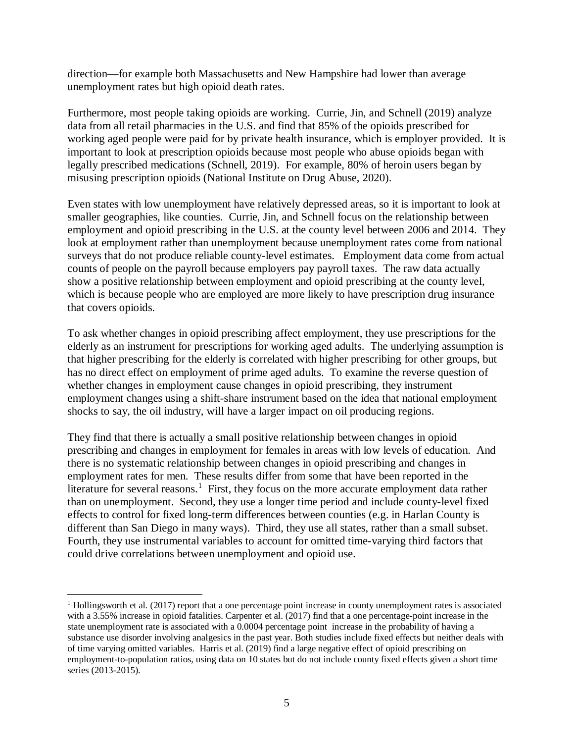direction—for example both Massachusetts and New Hampshire had lower than average unemployment rates but high opioid death rates.

Furthermore, most people taking opioids are working. Currie, Jin, and Schnell (2019) analyze data from all retail pharmacies in the U.S. and find that 85% of the opioids prescribed for working aged people were paid for by private health insurance, which is employer provided. It is important to look at prescription opioids because most people who abuse opioids began with legally prescribed medications (Schnell, 2019). For example, 80% of heroin users began by misusing prescription opioids (National Institute on Drug Abuse, 2020).

Even states with low unemployment have relatively depressed areas, so it is important to look at smaller geographies, like counties. Currie, Jin, and Schnell focus on the relationship between employment and opioid prescribing in the U.S. at the county level between 2006 and 2014. They look at employment rather than unemployment because unemployment rates come from national surveys that do not produce reliable county-level estimates. Employment data come from actual counts of people on the payroll because employers pay payroll taxes. The raw data actually show a positive relationship between employment and opioid prescribing at the county level, which is because people who are employed are more likely to have prescription drug insurance that covers opioids.

To ask whether changes in opioid prescribing affect employment, they use prescriptions for the elderly as an instrument for prescriptions for working aged adults. The underlying assumption is that higher prescribing for the elderly is correlated with higher prescribing for other groups, but has no direct effect on employment of prime aged adults. To examine the reverse question of whether changes in employment cause changes in opioid prescribing, they instrument employment changes using a shift-share instrument based on the idea that national employment shocks to say, the oil industry, will have a larger impact on oil producing regions.

They find that there is actually a small positive relationship between changes in opioid prescribing and changes in employment for females in areas with low levels of education. And there is no systematic relationship between changes in opioid prescribing and changes in employment rates for men. These results differ from some that have been reported in the literature for several reasons.[1] First, they focus on the more accurate employment data rather than on unemployment. Second, they use a longer time period and include county-level fixed effects to control for fixed long-term differences between counties (e.g. in Harlan County is different than San Diego in many ways). Third, they use all states, rather than a small subset. Fourth, they use instrumental variables to account for omitted time-varying third factors that could drive correlations between unemployment and opioid use.

[1] Hollingsworth et al. (2017) report that a one percentage point increase in county unemployment rates is associated with a 3.55% increase in opioid fatalities. Carpenter et al. (2017) find that a one percentage-point increase in the state unemployment rate is associated with a 0.0004 percentage point increase in the probability of having a substance use disorder involving analgesics in the past year. Both studies include fixed effects but neither deals with of time varying omitted variables. Harris et al. (2019) find a large negative effect of opioid prescribing on employment-to-population ratios, using data on 10 states but do not include county fixed effects given a short time series (2013-2015).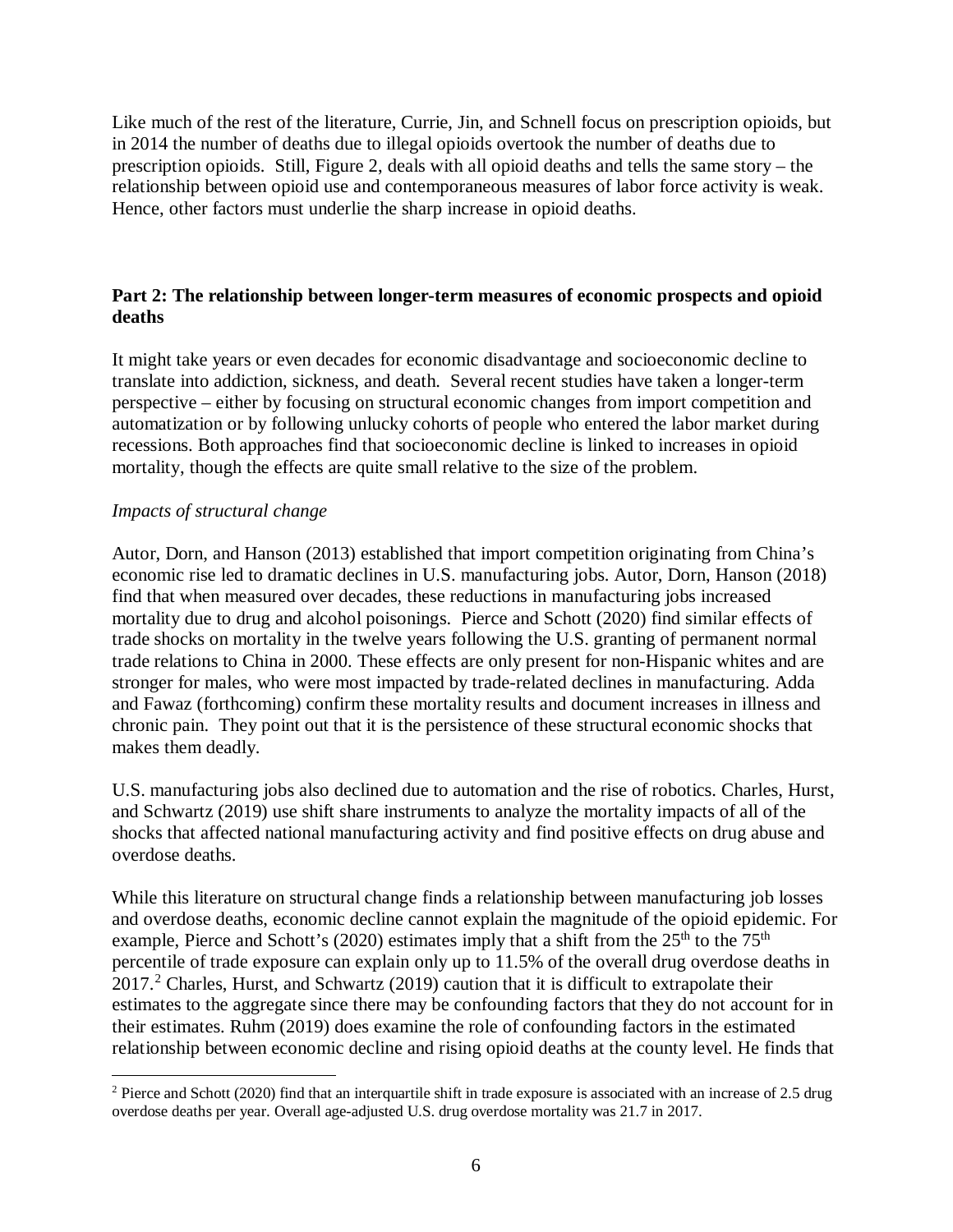Like much of the rest of the literature, Currie, Jin, and Schnell focus on prescription opioids, but in 2014 the number of deaths due to illegal opioids overtook the number of deaths due to prescription opioids. Still, Figure 2, deals with all opioid deaths and tells the same story – the relationship between opioid use and contemporaneous measures of labor force activity is weak. Hence, other factors must underlie the sharp increase in opioid deaths.

## Part 2: The relationship between longer-term measures of economic prospects and opioid deaths

It might take years or even decades for economic disadvantage and socioeconomic decline to translate into addiction, sickness, and death. Several recent studies have taken a longer-term perspective – either by focusing on structural economic changes from import competition and automatization or by following unlucky cohorts of people who entered the labor market during recessions. Both approaches find that socioeconomic decline is linked to increases in opioid mortality, though the effects are quite small relative to the size of the problem.

*Impacts of structural change*

Autor, Dorn, and Hanson (2013) established that import competition originating from China's economic rise led to dramatic declines in U.S. manufacturing jobs. Autor, Dorn, Hanson (2018) find that when measured over decades, these reductions in manufacturing jobs increased mortality due to drug and alcohol poisonings. Pierce and Schott (2020) find similar effects of trade shocks on mortality in the twelve years following the U.S. granting of permanent normal trade relations to China in 2000. These effects are only present for non-Hispanic whites and are stronger for males, who were most impacted by trade-related declines in manufacturing. Adda and Fawaz (forthcoming) confirm these mortality results and document increases in illness and chronic pain. They point out that it is the persistence of these structural economic shocks that makes them deadly.

U.S. manufacturing jobs also declined due to automation and the rise of robotics. Charles, Hurst, and Schwartz (2019) use shift share instruments to analyze the mortality impacts of all of the shocks that affected national manufacturing activity and find positive effects on drug abuse and overdose deaths.

While this literature on structural change finds a relationship between manufacturing job losses and overdose deaths, economic decline cannot explain the magnitude of the opioid epidemic. For example, Pierce and Schott's (2020) estimates imply that a shift from the 25th to the 75th percentile of trade exposure can explain only up to 11.5% of the overall drug overdose deaths in 2017.[2] Charles, Hurst, and Schwartz (2019) caution that it is difficult to extrapolate their estimates to the aggregate since there may be confounding factors that they do not account for in their estimates. Ruhm (2019) does examine the role of confounding factors in the estimated relationship between economic decline and rising opioid deaths at the county level. He finds that

[2] Pierce and Schott (2020) find that an interquartile shift in trade exposure is associated with an increase of 2.5 drug overdose deaths per year. Overall age-adjusted U.S. drug overdose mortality was 21.7 in 2017.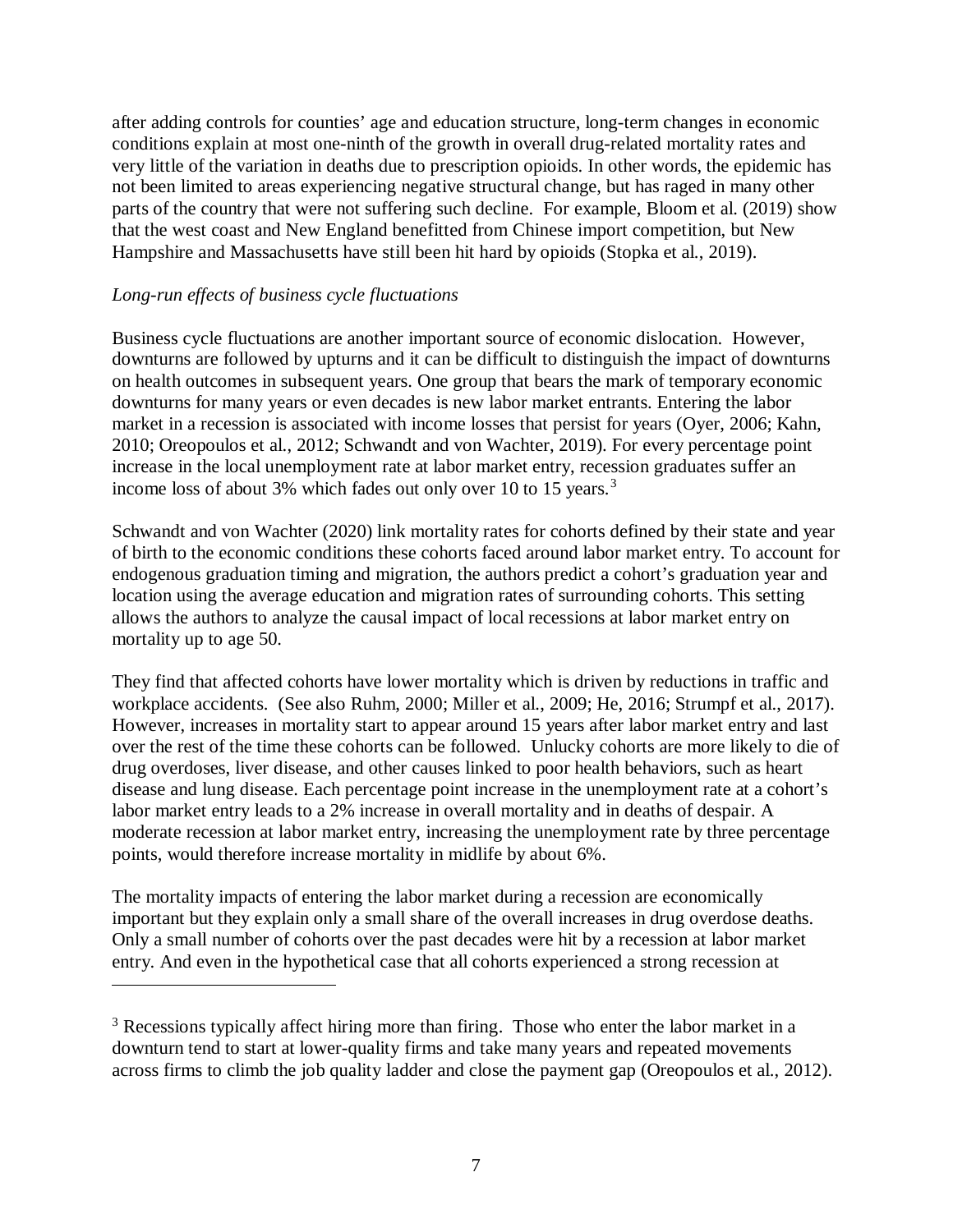after adding controls for counties' age and education structure, long-term changes in economic conditions explain at most one-ninth of the growth in overall drug-related mortality rates and very little of the variation in deaths due to prescription opioids. In other words, the epidemic has not been limited to areas experiencing negative structural change, but has raged in many other parts of the country that were not suffering such decline. For example, Bloom et al. (2019) show that the west coast and New England benefitted from Chinese import competition, but New Hampshire and Massachusetts have still been hit hard by opioids (Stopka et al., 2019).

*Long-run effects of business cycle fluctuations*

Business cycle fluctuations are another important source of economic dislocation. However, downturns are followed by upturns and it can be difficult to distinguish the impact of downturns on health outcomes in subsequent years. One group that bears the mark of temporary economic downturns for many years or even decades is new labor market entrants. Entering the labor market in a recession is associated with income losses that persist for years (Oyer, 2006; Kahn, 2010; Oreopoulos et al., 2012; Schwandt and von Wachter, 2019). For every percentage point increase in the local unemployment rate at labor market entry, recession graduates suffer an income loss of about 3% which fades out only over 10 to 15 years.[3]

Schwandt and von Wachter (2020) link mortality rates for cohorts defined by their state and year of birth to the economic conditions these cohorts faced around labor market entry. To account for endogenous graduation timing and migration, the authors predict a cohort's graduation year and location using the average education and migration rates of surrounding cohorts. This setting allows the authors to analyze the causal impact of local recessions at labor market entry on mortality up to age 50.

They find that affected cohorts have lower mortality which is driven by reductions in traffic and workplace accidents. (See also Ruhm, 2000; Miller et al., 2009; He, 2016; Strumpf et al., 2017). However, increases in mortality start to appear around 15 years after labor market entry and last over the rest of the time these cohorts can be followed. Unlucky cohorts are more likely to die of drug overdoses, liver disease, and other causes linked to poor health behaviors, such as heart disease and lung disease. Each percentage point increase in the unemployment rate at a cohort's labor market entry leads to a 2% increase in overall mortality and in deaths of despair. A moderate recession at labor market entry, increasing the unemployment rate by three percentage points, would therefore increase mortality in midlife by about 6%.

The mortality impacts of entering the labor market during a recession are economically important but they explain only a small share of the overall increases in drug overdose deaths. Only a small number of cohorts over the past decades were hit by a recession at labor market entry. And even in the hypothetical case that all cohorts experienced a strong recession at

[3] Recessions typically affect hiring more than firing. Those who enter the labor market in a downturn tend to start at lower-quality firms and take many years and repeated movements across firms to climb the job quality ladder and close the payment gap (Oreopoulos et al., 2012).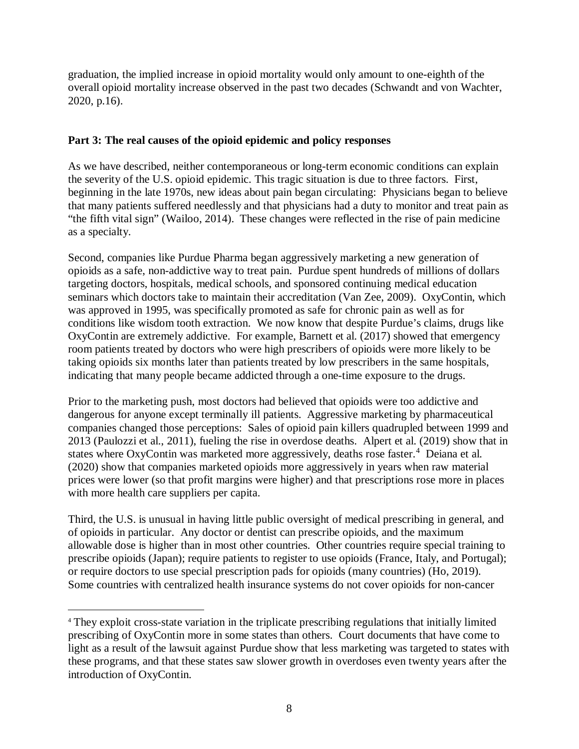graduation, the implied increase in opioid mortality would only amount to one-eighth of the overall opioid mortality increase observed in the past two decades (Schwandt and von Wachter, 2020, p.16).

## Part 3: The real causes of the opioid epidemic and policy responses

As we have described, neither contemporaneous or long-term economic conditions can explain the severity of the U.S. opioid epidemic. This tragic situation is due to three factors. First, beginning in the late 1970s, new ideas about pain began circulating: Physicians began to believe that many patients suffered needlessly and that physicians had a duty to monitor and treat pain as "the fifth vital sign" (Wailoo, 2014). These changes were reflected in the rise of pain medicine as a specialty.

Second, companies like Purdue Pharma began aggressively marketing a new generation of opioids as a safe, non-addictive way to treat pain. Purdue spent hundreds of millions of dollars targeting doctors, hospitals, medical schools, and sponsored continuing medical education seminars which doctors take to maintain their accreditation (Van Zee, 2009). OxyContin, which was approved in 1995, was specifically promoted as safe for chronic pain as well as for conditions like wisdom tooth extraction. We now know that despite Purdue's claims, drugs like OxyContin are extremely addictive. For example, Barnett et al. (2017) showed that emergency room patients treated by doctors who were high prescribers of opioids were more likely to be taking opioids six months later than patients treated by low prescribers in the same hospitals, indicating that many people became addicted through a one-time exposure to the drugs.

Prior to the marketing push, most doctors had believed that opioids were too addictive and dangerous for anyone except terminally ill patients. Aggressive marketing by pharmaceutical companies changed those perceptions: Sales of opioid pain killers quadrupled between 1999 and 2013 (Paulozzi et al., 2011), fueling the rise in overdose deaths. Alpert et al. (2019) show that in states where OxyContin was marketed more aggressively, deaths rose faster.[4] Deiana et al. (2020) show that companies marketed opioids more aggressively in years when raw material prices were lower (so that profit margins were higher) and that prescriptions rose more in places with more health care suppliers per capita.

Third, the U.S. is unusual in having little public oversight of medical prescribing in general, and of opioids in particular. Any doctor or dentist can prescribe opioids, and the maximum allowable dose is higher than in most other countries. Other countries require special training to prescribe opioids (Japan); require patients to register to use opioids (France, Italy, and Portugal); or require doctors to use special prescription pads for opioids (many countries) (Ho, 2019). Some countries with centralized health insurance systems do not cover opioids for non-cancer

---

[4] They exploit cross-state variation in the triplicate prescribing regulations that initially limited prescribing of OxyContin more in some states than others. Court documents that have come to light as a result of the lawsuit against Purdue show that less marketing was targeted to states with these programs, and that these states saw slower growth in overdoses even twenty years after the introduction of OxyContin.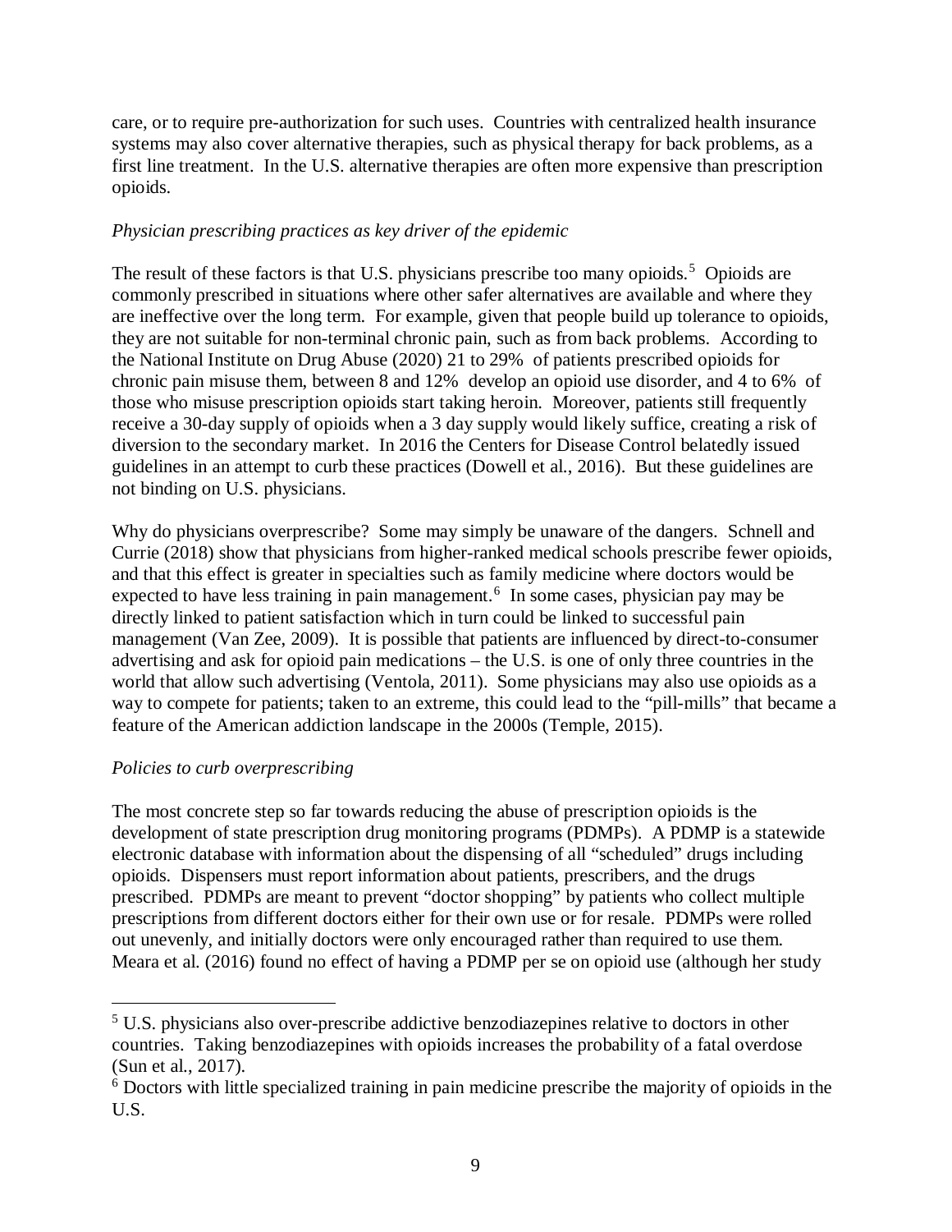care, or to require pre-authorization for such uses. Countries with centralized health insurance systems may also cover alternative therapies, such as physical therapy for back problems, as a first line treatment. In the U.S. alternative therapies are often more expensive than prescription opioids.

*Physician prescribing practices as key driver of the epidemic*

The result of these factors is that U.S. physicians prescribe too many opioids.[5] Opioids are commonly prescribed in situations where other safer alternatives are available and where they are ineffective over the long term. For example, given that people build up tolerance to opioids, they are not suitable for non-terminal chronic pain, such as from back problems. According to the National Institute on Drug Abuse (2020) 21 to 29% of patients prescribed opioids for chronic pain misuse them, between 8 and 12% develop an opioid use disorder, and 4 to 6% of those who misuse prescription opioids start taking heroin. Moreover, patients still frequently receive a 30-day supply of opioids when a 3 day supply would likely suffice, creating a risk of diversion to the secondary market. In 2016 the Centers for Disease Control belatedly issued guidelines in an attempt to curb these practices (Dowell et al., 2016). But these guidelines are not binding on U.S. physicians.

Why do physicians overprescribe? Some may simply be unaware of the dangers. Schnell and Currie (2018) show that physicians from higher-ranked medical schools prescribe fewer opioids, and that this effect is greater in specialties such as family medicine where doctors would be expected to have less training in pain management.[6] In some cases, physician pay may be directly linked to patient satisfaction which in turn could be linked to successful pain management (Van Zee, 2009). It is possible that patients are influenced by direct-to-consumer advertising and ask for opioid pain medications – the U.S. is one of only three countries in the world that allow such advertising (Ventola, 2011). Some physicians may also use opioids as a way to compete for patients; taken to an extreme, this could lead to the "pill-mills" that became a feature of the American addiction landscape in the 2000s (Temple, 2015).

*Policies to curb overprescribing*

The most concrete step so far towards reducing the abuse of prescription opioids is the development of state prescription drug monitoring programs (PDMPs). A PDMP is a statewide electronic database with information about the dispensing of all "scheduled" drugs including opioids. Dispensers must report information about patients, prescribers, and the drugs prescribed. PDMPs are meant to prevent "doctor shopping" by patients who collect multiple prescriptions from different doctors either for their own use or for resale. PDMPs were rolled out unevenly, and initially doctors were only encouraged rather than required to use them. Meara et al. (2016) found no effect of having a PDMP per se on opioid use (although her study

[5] U.S. physicians also over-prescribe addictive benzodiazepines relative to doctors in other countries. Taking benzodiazepines with opioids increases the probability of a fatal overdose (Sun et al., 2017).

[6] Doctors with little specialized training in pain medicine prescribe the majority of opioids in the U.S.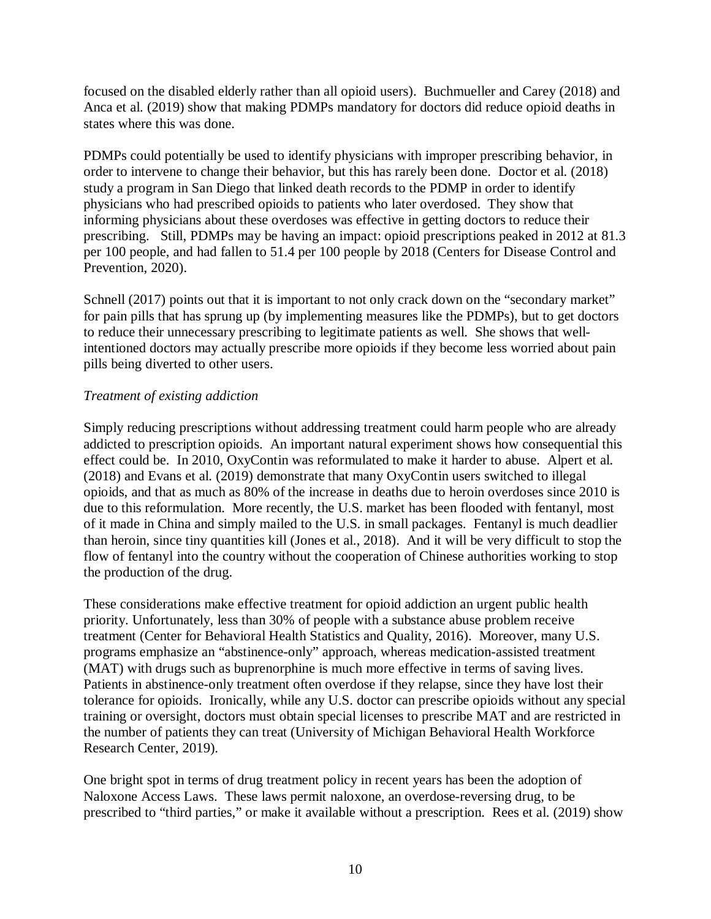focused on the disabled elderly rather than all opioid users). Buchmueller and Carey (2018) and Anca et al. (2019) show that making PDMPs mandatory for doctors did reduce opioid deaths in states where this was done.

PDMPs could potentially be used to identify physicians with improper prescribing behavior, in order to intervene to change their behavior, but this has rarely been done. Doctor et al. (2018) study a program in San Diego that linked death records to the PDMP in order to identify physicians who had prescribed opioids to patients who later overdosed. They show that informing physicians about these overdoses was effective in getting doctors to reduce their prescribing. Still, PDMPs may be having an impact: opioid prescriptions peaked in 2012 at 81.3 per 100 people, and had fallen to 51.4 per 100 people by 2018 (Centers for Disease Control and Prevention, 2020).

Schnell (2017) points out that it is important to not only crack down on the "secondary market" for pain pills that has sprung up (by implementing measures like the PDMPs), but to get doctors to reduce their unnecessary prescribing to legitimate patients as well. She shows that well-intentioned doctors may actually prescribe more opioids if they become less worried about pain pills being diverted to other users.

*Treatment of existing addiction*

Simply reducing prescriptions without addressing treatment could harm people who are already addicted to prescription opioids. An important natural experiment shows how consequential this effect could be. In 2010, OxyContin was reformulated to make it harder to abuse. Alpert et al. (2018) and Evans et al. (2019) demonstrate that many OxyContin users switched to illegal opioids, and that as much as 80% of the increase in deaths due to heroin overdoses since 2010 is due to this reformulation. More recently, the U.S. market has been flooded with fentanyl, most of it made in China and simply mailed to the U.S. in small packages. Fentanyl is much deadlier than heroin, since tiny quantities kill (Jones et al., 2018). And it will be very difficult to stop the flow of fentanyl into the country without the cooperation of Chinese authorities working to stop the production of the drug.

These considerations make effective treatment for opioid addiction an urgent public health priority. Unfortunately, less than 30% of people with a substance abuse problem receive treatment (Center for Behavioral Health Statistics and Quality, 2016). Moreover, many U.S. programs emphasize an "abstinence-only" approach, whereas medication-assisted treatment (MAT) with drugs such as buprenorphine is much more effective in terms of saving lives. Patients in abstinence-only treatment often overdose if they relapse, since they have lost their tolerance for opioids. Ironically, while any U.S. doctor can prescribe opioids without any special training or oversight, doctors must obtain special licenses to prescribe MAT and are restricted in the number of patients they can treat (University of Michigan Behavioral Health Workforce Research Center, 2019).

One bright spot in terms of drug treatment policy in recent years has been the adoption of Naloxone Access Laws. These laws permit naloxone, an overdose-reversing drug, to be prescribed to "third parties," or make it available without a prescription. Rees et al. (2019) show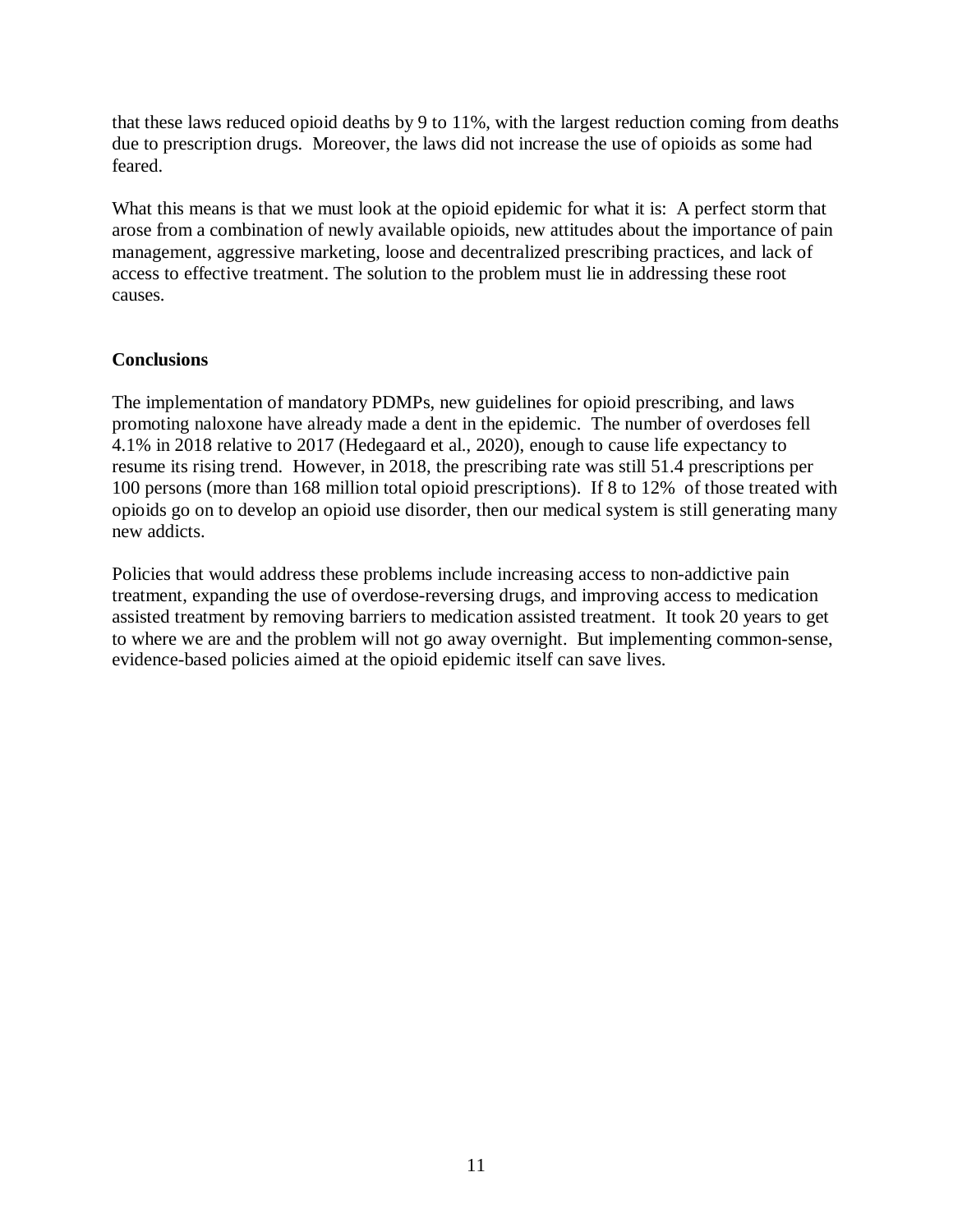that these laws reduced opioid deaths by 9 to 11%, with the largest reduction coming from deaths due to prescription drugs. Moreover, the laws did not increase the use of opioids as some had feared.

What this means is that we must look at the opioid epidemic for what it is: A perfect storm that arose from a combination of newly available opioids, new attitudes about the importance of pain management, aggressive marketing, loose and decentralized prescribing practices, and lack of access to effective treatment. The solution to the problem must lie in addressing these root causes.

**Conclusions**

The implementation of mandatory PDMPs, new guidelines for opioid prescribing, and laws promoting naloxone have already made a dent in the epidemic. The number of overdoses fell 4.1% in 2018 relative to 2017 (Hedegaard et al., 2020), enough to cause life expectancy to resume its rising trend. However, in 2018, the prescribing rate was still 51.4 prescriptions per 100 persons (more than 168 million total opioid prescriptions). If 8 to 12% of those treated with opioids go on to develop an opioid use disorder, then our medical system is still generating many new addicts.

Policies that would address these problems include increasing access to non-addictive pain treatment, expanding the use of overdose-reversing drugs, and improving access to medication assisted treatment by removing barriers to medication assisted treatment. It took 20 years to get to where we are and the problem will not go away overnight. But implementing common-sense, evidence-based policies aimed at the opioid epidemic itself can save lives.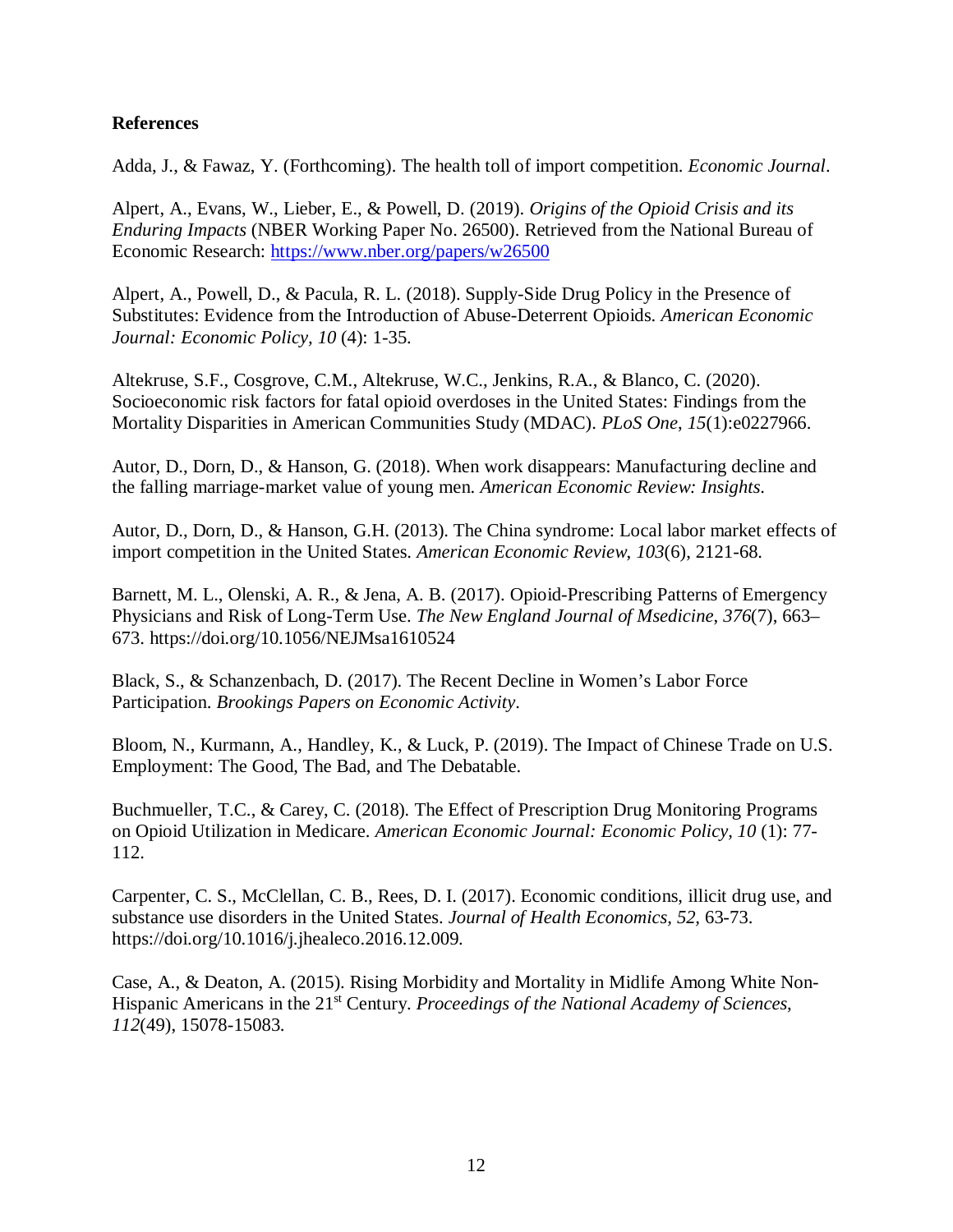## References

Adda, J., & Fawaz, Y. (Forthcoming). The health toll of import competition. *Economic Journal*.

Alpert, A., Evans, W., Lieber, E., & Powell, D. (2019). *Origins of the Opioid Crisis and its Enduring Impacts* (NBER Working Paper No. 26500). Retrieved from the National Bureau of Economic Research: https://www.nber.org/papers/w26500

Alpert, A., Powell, D., & Pacula, R. L. (2018). Supply-Side Drug Policy in the Presence of Substitutes: Evidence from the Introduction of Abuse-Deterrent Opioids. *American Economic Journal: Economic Policy, 10* (4): 1-35.

Altekruse, S.F., Cosgrove, C.M., Altekruse, W.C., Jenkins, R.A., & Blanco, C. (2020). Socioeconomic risk factors for fatal opioid overdoses in the United States: Findings from the Mortality Disparities in American Communities Study (MDAC). *PLoS One, 15*(1):e0227966.

Autor, D., Dorn, D., & Hanson, G. (2018). When work disappears: Manufacturing decline and the falling marriage-market value of young men. *American Economic Review: Insights*.

Autor, D., Dorn, D., & Hanson, G.H. (2013). The China syndrome: Local labor market effects of import competition in the United States. *American Economic Review*, *103*(6), 2121-68.

Barnett, M. L., Olenski, A. R., & Jena, A. B. (2017). Opioid-Prescribing Patterns of Emergency Physicians and Risk of Long-Term Use. *The New England Journal of Msedicine*, *376*(7), 663–673. https://doi.org/10.1056/NEJMsa1610524

Black, S., & Schanzenbach, D. (2017). The Recent Decline in Women's Labor Force Participation. *Brookings Papers on Economic Activity*.

Bloom, N., Kurmann, A., Handley, K., & Luck, P. (2019). The Impact of Chinese Trade on U.S. Employment: The Good, The Bad, and The Debatable.

Buchmueller, T.C., & Carey, C. (2018). The Effect of Prescription Drug Monitoring Programs on Opioid Utilization in Medicare. *American Economic Journal: Economic Policy, 10* (1): 77-112.

Carpenter, C. S., McClellan, C. B., Rees, D. I. (2017). Economic conditions, illicit drug use, and substance use disorders in the United States. *Journal of Health Economics, 52,* 63-73. https://doi.org/10.1016/j.jhealeco.2016.12.009.

Case, A., & Deaton, A. (2015). Rising Morbidity and Mortality in Midlife Among White Non-Hispanic Americans in the 21st Century. *Proceedings of the National Academy of Sciences, 112*(49), 15078-15083.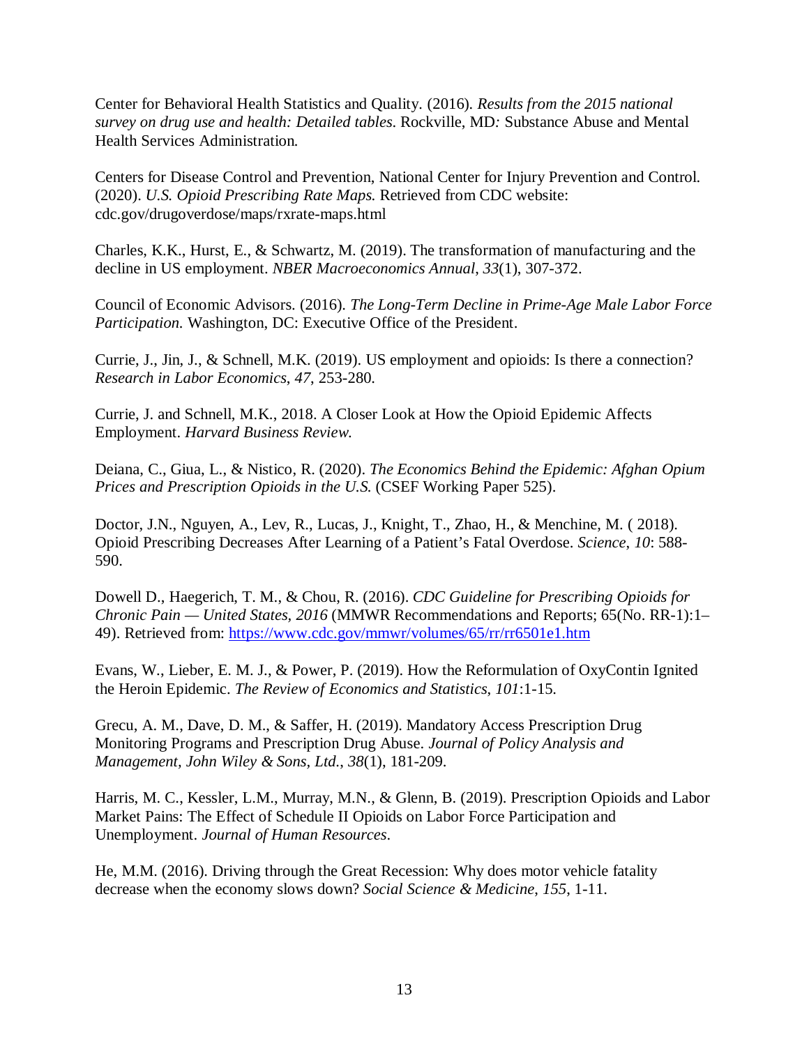Center for Behavioral Health Statistics and Quality. (2016). *Results from the 2015 national survey on drug use and health: Detailed tables*. Rockville, MD*:* Substance Abuse and Mental Health Services Administration.

Centers for Disease Control and Prevention, National Center for Injury Prevention and Control. (2020). *U.S. Opioid Prescribing Rate Maps.* Retrieved from CDC website: cdc.gov/drugoverdose/maps/rxrate-maps.html

Charles, K.K., Hurst, E., & Schwartz, M. (2019). The transformation of manufacturing and the decline in US employment. *NBER Macroeconomics Annual*, *33*(1), 307-372.

Council of Economic Advisors. (2016). *The Long-Term Decline in Prime-Age Male Labor Force Participation.* Washington, DC: Executive Office of the President.

Currie, J., Jin, J., & Schnell, M.K. (2019). US employment and opioids: Is there a connection? *Research in Labor Economics*, *47*, 253-280.

Currie, J. and Schnell, M.K., 2018. A Closer Look at How the Opioid Epidemic Affects Employment. *Harvard Business Review.*

Deiana, C., Giua, L., & Nistico, R. (2020). *The Economics Behind the Epidemic: Afghan Opium Prices and Prescription Opioids in the U.S.* (CSEF Working Paper 525).

Doctor, J.N., Nguyen, A., Lev, R., Lucas, J., Knight, T., Zhao, H., & Menchine, M. ( 2018). Opioid Prescribing Decreases After Learning of a Patient's Fatal Overdose. *Science, 10*: 588-590.

Dowell D., Haegerich, T. M., & Chou, R. (2016). *CDC Guideline for Prescribing Opioids for Chronic Pain — United States, 2016* (MMWR Recommendations and Reports; 65(No. RR-1):1–49). Retrieved from: https://www.cdc.gov/mmwr/volumes/65/rr/rr6501e1.htm

Evans, W., Lieber, E. M. J., & Power, P. (2019). How the Reformulation of OxyContin Ignited the Heroin Epidemic. *The Review of Economics and Statistics, 101*:1-15.

Grecu, A. M., Dave, D. M., & Saffer, H. (2019). Mandatory Access Prescription Drug Monitoring Programs and Prescription Drug Abuse. *Journal of Policy Analysis and Management, John Wiley & Sons, Ltd.*, *38*(1), 181-209.

Harris, M. C., Kessler, L.M., Murray, M.N., & Glenn, B. (2019). Prescription Opioids and Labor Market Pains: The Effect of Schedule II Opioids on Labor Force Participation and Unemployment. *Journal of Human Resources*.

He, M.M. (2016). Driving through the Great Recession: Why does motor vehicle fatality decrease when the economy slows down? *Social Science & Medicine*, *155*, 1-11.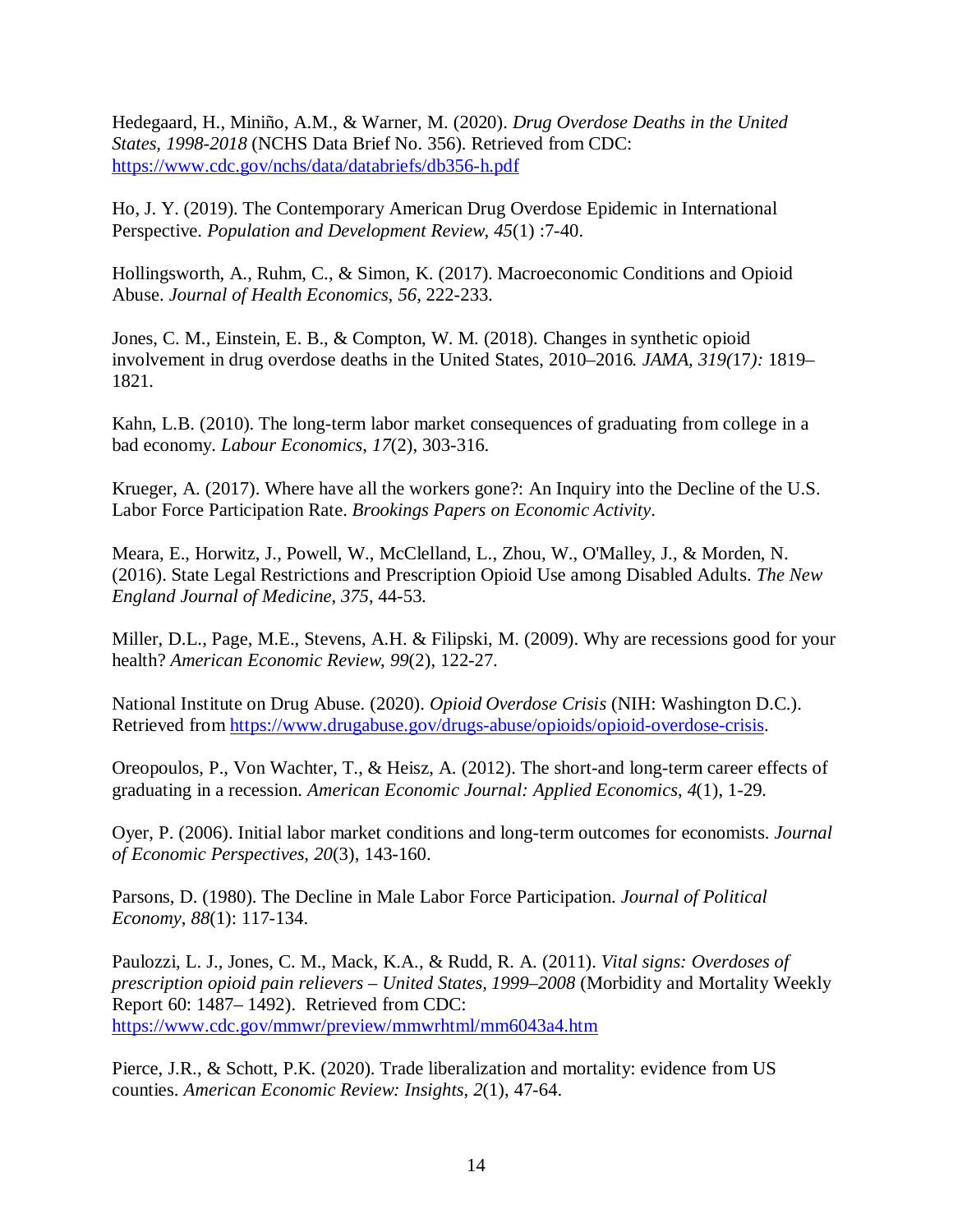Hedegaard, H., Miniño, A.M., & Warner, M. (2020). *Drug Overdose Deaths in the United States, 1998-2018* (NCHS Data Brief No. 356). Retrieved from CDC: https://www.cdc.gov/nchs/data/databriefs/db356-h.pdf

Ho, J. Y. (2019). The Contemporary American Drug Overdose Epidemic in International Perspective. *Population and Development Review*, *45*(1) :7-40.

Hollingsworth, A., Ruhm, C., & Simon, K. (2017). Macroeconomic Conditions and Opioid Abuse. *Journal of Health Economics*, *56*, 222-233.

Jones, C. M., Einstein, E. B., & Compton, W. M. (2018). Changes in synthetic opioid involvement in drug overdose deaths in the United States, 2010–2016*. JAMA, 319(*17*):* 1819–1821.

Kahn, L.B. (2010). The long-term labor market consequences of graduating from college in a bad economy. *Labour Economics*, *17*(2), 303-316.

Krueger, A. (2017). Where have all the workers gone?: An Inquiry into the Decline of the U.S. Labor Force Participation Rate. *Brookings Papers on Economic Activity*.

Meara, E., Horwitz, J., Powell, W., McClelland, L., Zhou, W., O'Malley, J., & Morden, N. (2016). State Legal Restrictions and Prescription Opioid Use among Disabled Adults. *The New England Journal of Medicine*, *375*, 44-53.

Miller, D.L., Page, M.E., Stevens, A.H. & Filipski, M. (2009). Why are recessions good for your health? *American Economic Review*, *99*(2), 122-27.

National Institute on Drug Abuse. (2020). *Opioid Overdose Crisis* (NIH: Washington D.C.). Retrieved from https://www.drugabuse.gov/drugs-abuse/opioids/opioid-overdose-crisis.

Oreopoulos, P., Von Wachter, T., & Heisz, A. (2012). The short-and long-term career effects of graduating in a recession. *American Economic Journal: Applied Economics*, *4*(1), 1-29.

Oyer, P. (2006). Initial labor market conditions and long-term outcomes for economists. *Journal of Economic Perspectives*, *20*(3), 143-160.

Parsons, D. (1980). The Decline in Male Labor Force Participation. *Journal of Political Economy*, *88*(1): 117-134.

Paulozzi, L. J., Jones, C. M., Mack, K.A., & Rudd, R. A. (2011). *Vital signs: Overdoses of prescription opioid pain relievers – United States, 1999–2008* (Morbidity and Mortality Weekly Report 60: 1487– 1492). Retrieved from CDC: https://www.cdc.gov/mmwr/preview/mmwrhtml/mm6043a4.htm

Pierce, J.R., & Schott, P.K. (2020). Trade liberalization and mortality: evidence from US counties. *American Economic Review: Insights*, *2*(1), 47-64.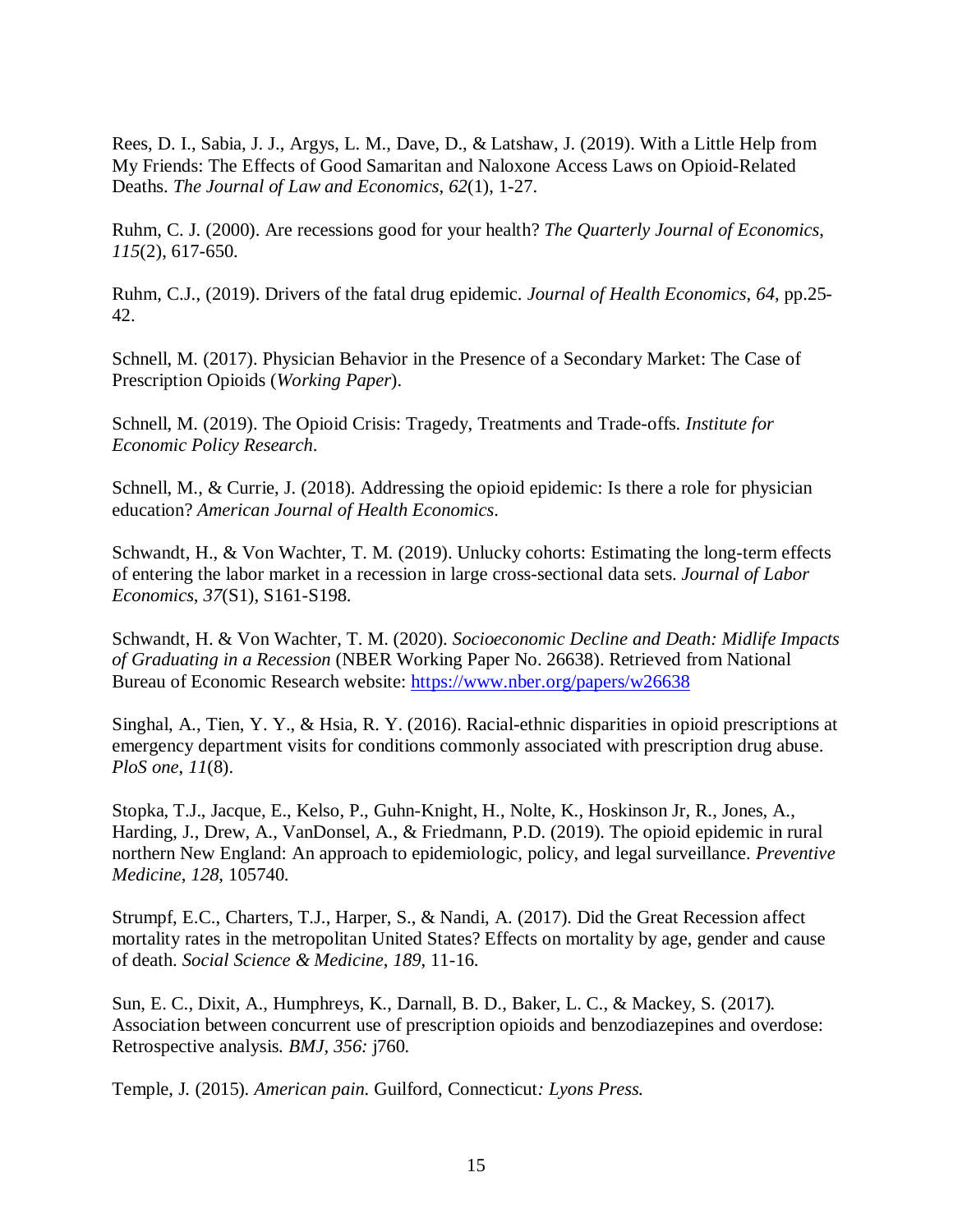Rees, D. I., Sabia, J. J., Argys, L. M., Dave, D., & Latshaw, J. (2019). With a Little Help from My Friends: The Effects of Good Samaritan and Naloxone Access Laws on Opioid-Related Deaths. *The Journal of Law and Economics*, *62*(1), 1-27.

Ruhm, C. J. (2000). Are recessions good for your health? *The Quarterly Journal of Economics*, *115*(2), 617-650.

Ruhm, C.J., (2019). Drivers of the fatal drug epidemic. *Journal of Health Economics*, *64*, pp.25-42.

Schnell, M. (2017). Physician Behavior in the Presence of a Secondary Market: The Case of Prescription Opioids (*Working Paper*).

Schnell, M. (2019). The Opioid Crisis: Tragedy, Treatments and Trade-offs. *Institute for Economic Policy Research*.

Schnell, M., & Currie, J. (2018). Addressing the opioid epidemic: Is there a role for physician education? *American Journal of Health Economics*.

Schwandt, H., & Von Wachter, T. M. (2019). Unlucky cohorts: Estimating the long-term effects of entering the labor market in a recession in large cross-sectional data sets. *Journal of Labor Economics, 37*(S1), S161-S198.

Schwandt, H. & Von Wachter, T. M. (2020). *Socioeconomic Decline and Death: Midlife Impacts of Graduating in a Recession* (NBER Working Paper No. 26638). Retrieved from National Bureau of Economic Research website: https://www.nber.org/papers/w26638

Singhal, A., Tien, Y. Y., & Hsia, R. Y. (2016). Racial-ethnic disparities in opioid prescriptions at emergency department visits for conditions commonly associated with prescription drug abuse. *PloS one*, *11*(8).

Stopka, T.J., Jacque, E., Kelso, P., Guhn-Knight, H., Nolte, K., Hoskinson Jr, R., Jones, A., Harding, J., Drew, A., VanDonsel, A., & Friedmann, P.D. (2019). The opioid epidemic in rural northern New England: An approach to epidemiologic, policy, and legal surveillance. *Preventive Medicine*, *128*, 105740.

Strumpf, E.C., Charters, T.J., Harper, S., & Nandi, A. (2017). Did the Great Recession affect mortality rates in the metropolitan United States? Effects on mortality by age, gender and cause of death. *Social Science & Medicine*, *189*, 11-16.

Sun, E. C., Dixit, A., Humphreys, K., Darnall, B. D., Baker, L. C., & Mackey, S. (2017). Association between concurrent use of prescription opioids and benzodiazepines and overdose: Retrospective analysis. *BMJ, 356:* j760.

Temple, J. (2015). *American pain.* Guilford, Connecticut*: Lyons Press.*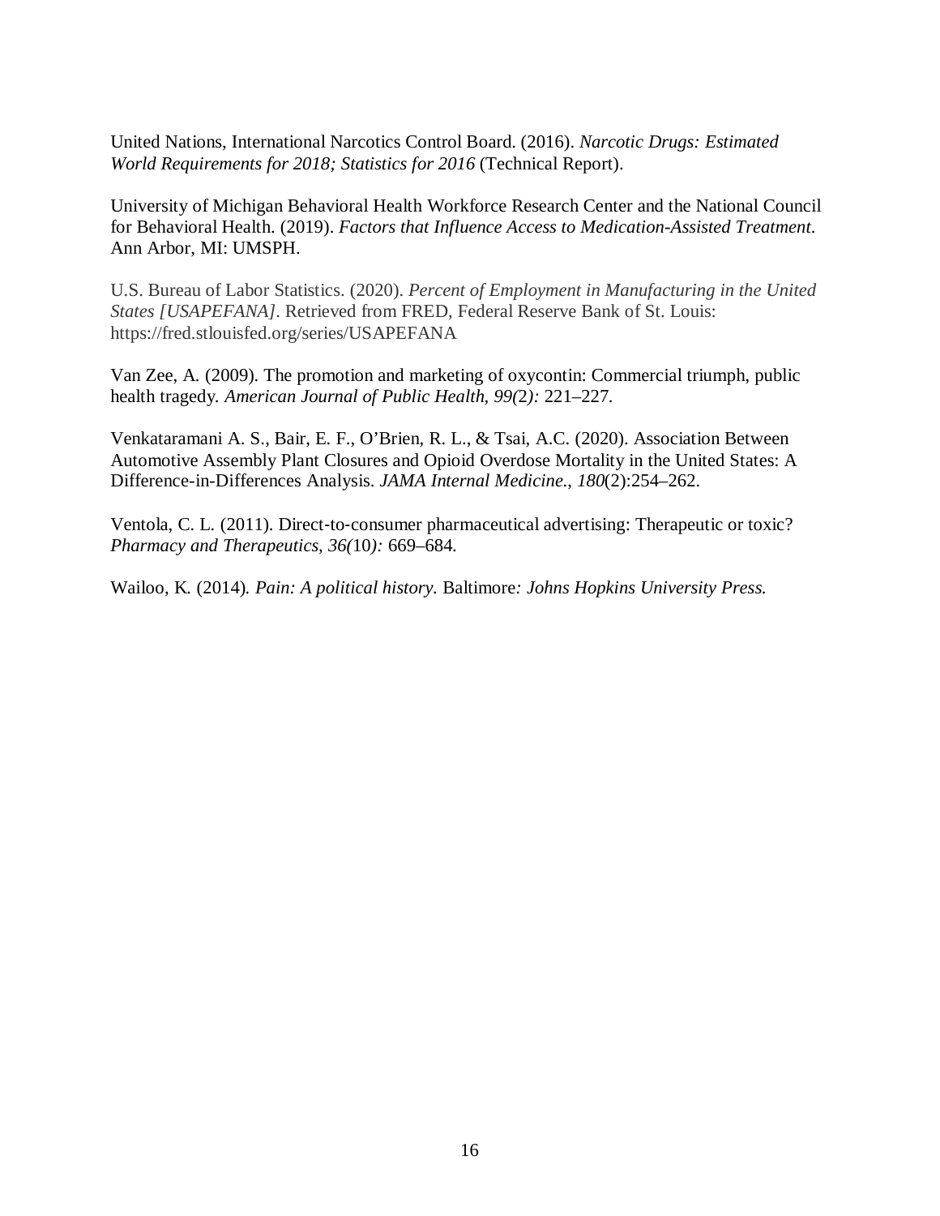United Nations, International Narcotics Control Board. (2016). *Narcotic Drugs: Estimated World Requirements for 2018; Statistics for 2016* (Technical Report).

University of Michigan Behavioral Health Workforce Research Center and the National Council for Behavioral Health. (2019). *Factors that Influence Access to Medication-Assisted Treatment*. Ann Arbor, MI: UMSPH.

U.S. Bureau of Labor Statistics. (2020). *Percent of Employment in Manufacturing in the United States [USAPEFANA]*. Retrieved from FRED, Federal Reserve Bank of St. Louis: https://fred.stlouisfed.org/series/USAPEFANA

Van Zee, A. (2009). The promotion and marketing of oxycontin: Commercial triumph, public health tragedy. *American Journal of Public Health, 99(*2*):* 221–227.

Venkataramani A. S., Bair, E. F., O'Brien, R. L., & Tsai, A.C. (2020). Association Between Automotive Assembly Plant Closures and Opioid Overdose Mortality in the United States: A Difference-in-Differences Analysis. *JAMA Internal Medicine.*, *180*(2):254–262.

Ventola, C. L. (2011). Direct-to-consumer pharmaceutical advertising: Therapeutic or toxic? *Pharmacy and Therapeutics, 36(*10*):* 669–684.

Wailoo, K. (2014). *Pain: A political history.* Baltimore*: Johns Hopkins University Press.*